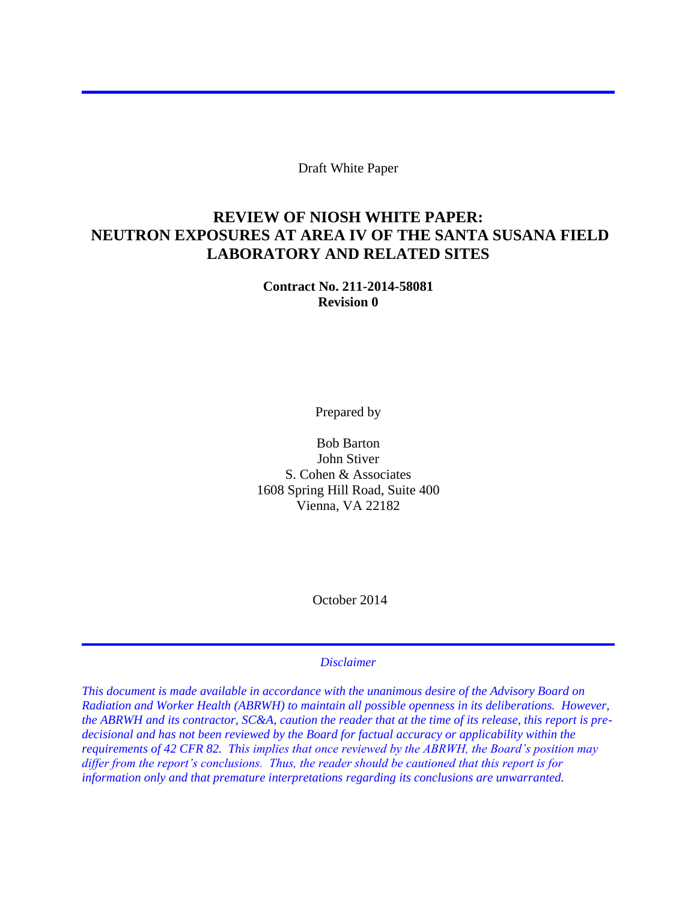Draft White Paper

# REVIEW OF NIOSH WHITE PAPER: NEUTRON EXPOSURES AT AREA IV OF THE SANTA SUSANA FIELD LABORATORY AND RELATED SITES

**Contract No. 211-2014-58081**
**Revision 0**

Prepared by

Bob Barton
John Stiver
S. Cohen & Associates
1608 Spring Hill Road, Suite 400
Vienna, VA 22182

October 2014

*Disclaimer*

*This document is made available in accordance with the unanimous desire of the Advisory Board on Radiation and Worker Health (ABRWH) to maintain all possible openness in its deliberations. However, the ABRWH and its contractor, SC&A, caution the reader that at the time of its release, this report is pre-decisional and has not been reviewed by the Board for factual accuracy or applicability within the requirements of 42 CFR 82. This implies that once reviewed by the ABRWH, the Board's position may differ from the report's conclusions. Thus, the reader should be cautioned that this report is for information only and that premature interpretations regarding its conclusions are unwarranted.*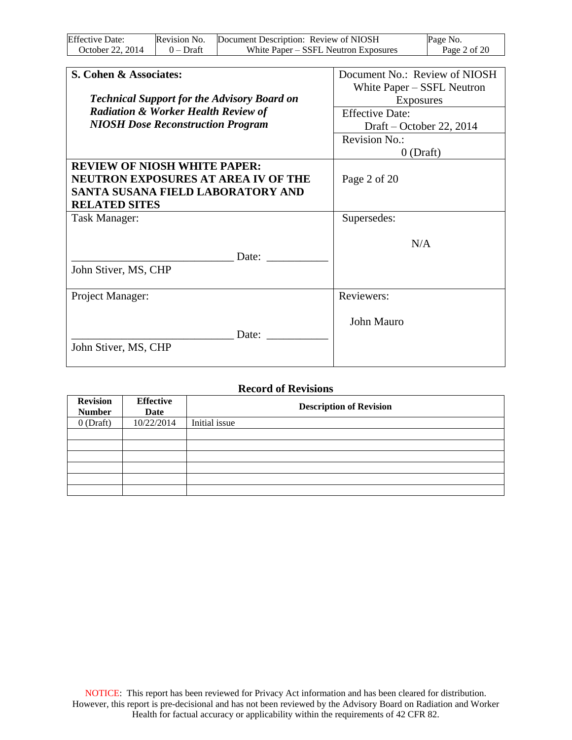| **S. Cohen & Associates:**<br><br>***Technical Support for the Advisory Board on Radiation & Worker Health Review of NIOSH Dose Reconstruction Program*** | Document No.: Review of NIOSH White Paper – SSFL Neutron Exposures<br>Effective Date: Draft – October 22, 2014<br>Revision No.: 0 (Draft) |
|---|---|
| **REVIEW OF NIOSH WHITE PAPER: NEUTRON EXPOSURES AT AREA IV OF THE SANTA SUSANA FIELD LABORATORY AND RELATED SITES** | Page 2 of 20 |
| Task Manager:<br><br>_____________________________ Date: ___________<br>John Stiver, MS, CHP | Supersedes:<br><br>N/A |
| Project Manager:<br><br>_____________________________ Date: ___________<br>John Stiver, MS, CHP | Reviewers:<br><br>John Mauro |

**Record of Revisions**

| Revision Number | Effective Date | Description of Revision |
|---|---|---|
| 0 (Draft) | 10/22/2014 | Initial issue |
| | | |
| | | |
| | | |
| | | |
| | | |
| | | |

NOTICE: This report has been reviewed for Privacy Act information and has been cleared for distribution. However, this report is pre-decisional and has not been reviewed by the Advisory Board on Radiation and Worker Health for factual accuracy or applicability within the requirements of 42 CFR 82.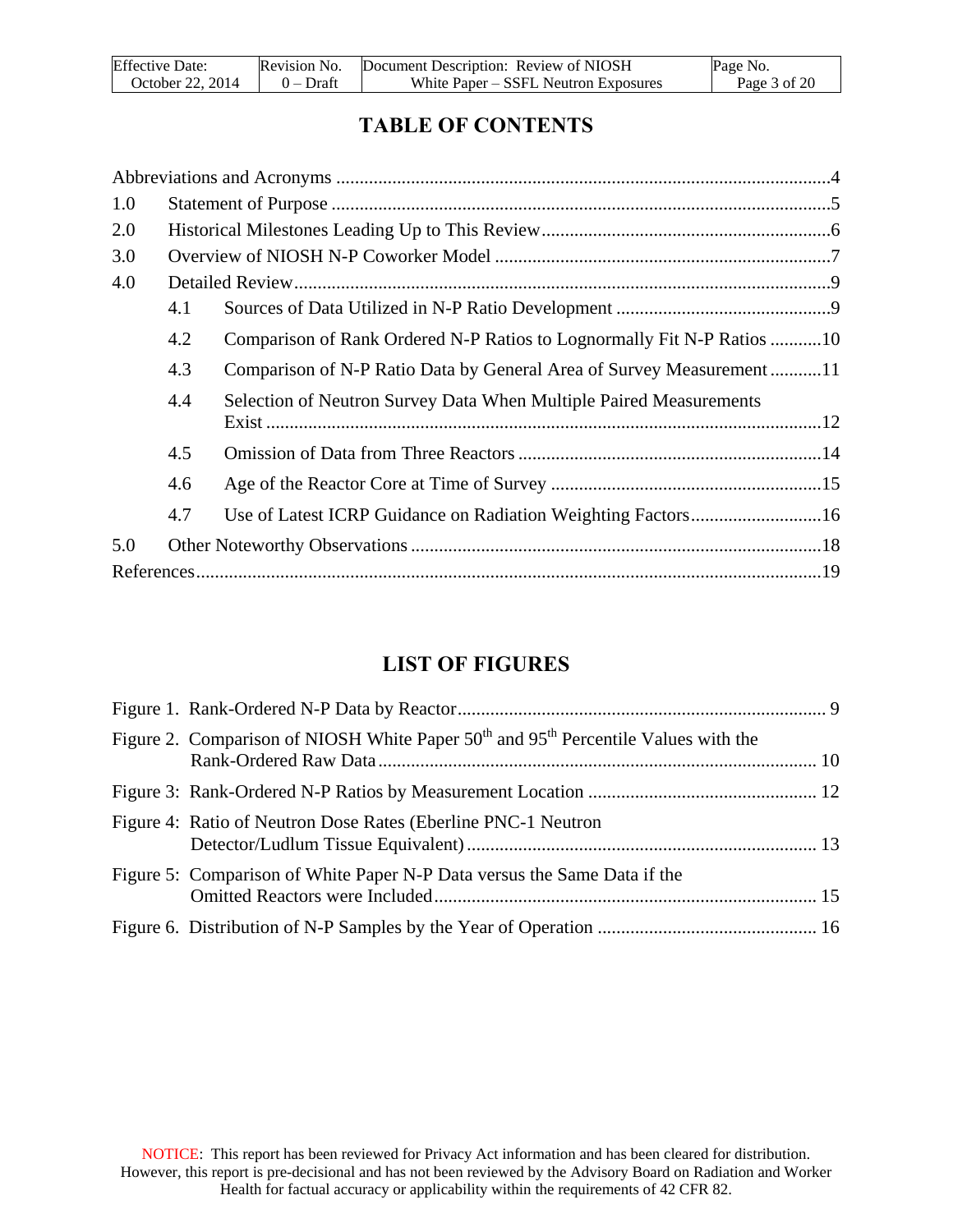# TABLE OF CONTENTS

Abbreviations and Acronyms ....................................................................................................4

1.0 Statement of Purpose ..........................................................................................................5

2.0 Historical Milestones Leading Up to This Review .............................................................6

3.0 Overview of NIOSH N-P Coworker Model .......................................................................7

4.0 Detailed Review..................................................................................................................9

- 4.1 Sources of Data Utilized in N-P Ratio Development .............................................9
- 4.2 Comparison of Rank Ordered N-P Ratios to Lognormally Fit N-P Ratios ...........10
- 4.3 Comparison of N-P Ratio Data by General Area of Survey Measurement ...........11
- 4.4 Selection of Neutron Survey Data When Multiple Paired Measurements Exist ....................................................................................................................12
- 4.5 Omission of Data from Three Reactors .................................................................14
- 4.6 Age of the Reactor Core at Time of Survey ..........................................................15
- 4.7 Use of Latest ICRP Guidance on Radiation Weighting Factors............................16

5.0 Other Noteworthy Observations .......................................................................................18

References....................................................................................................................................19

# LIST OF FIGURES

Figure 1. Rank-Ordered N-P Data by Reactor.............................................................................. 9

Figure 2. Comparison of NIOSH White Paper 50th and 95th Percentile Values with the Rank-Ordered Raw Data ............................................................................................ 10

Figure 3: Rank-Ordered N-P Ratios by Measurement Location ................................................ 12

Figure 4: Ratio of Neutron Dose Rates (Eberline PNC-1 Neutron Detector/Ludlum Tissue Equivalent) ......................................................................... 13

Figure 5: Comparison of White Paper N-P Data versus the Same Data if the Omitted Reactors were Included................................................................................ 15

Figure 6. Distribution of N-P Samples by the Year of Operation .............................................. 16

NOTICE: This report has been reviewed for Privacy Act information and has been cleared for distribution. However, this report is pre-decisional and has not been reviewed by the Advisory Board on Radiation and Worker Health for factual accuracy or applicability within the requirements of 42 CFR 82.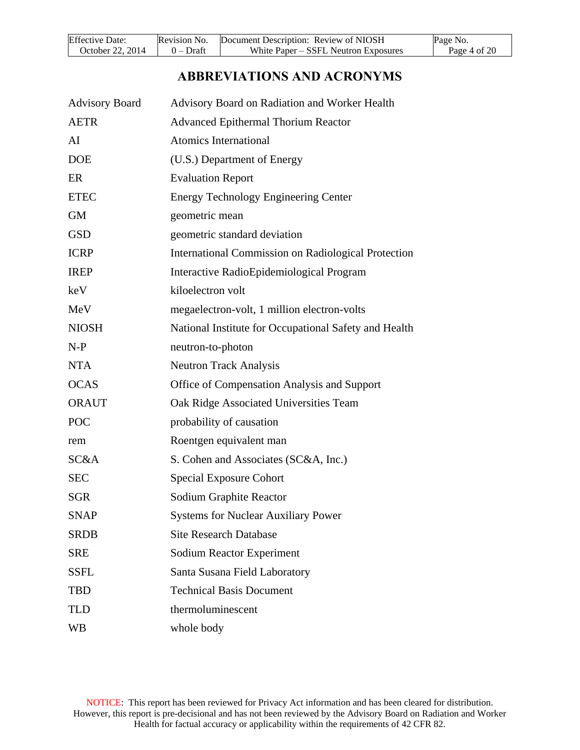# ABBREVIATIONS AND ACRONYMS

| | |
|---|---|
| Advisory Board | Advisory Board on Radiation and Worker Health |
| AETR | Advanced Epithermal Thorium Reactor |
| AI | Atomics International |
| DOE | (U.S.) Department of Energy |
| ER | Evaluation Report |
| ETEC | Energy Technology Engineering Center |
| GM | geometric mean |
| GSD | geometric standard deviation |
| ICRP | International Commission on Radiological Protection |
| IREP | Interactive RadioEpidemiological Program |
| keV | kiloelectron volt |
| MeV | megaelectron-volt, 1 million electron-volts |
| NIOSH | National Institute for Occupational Safety and Health |
| N-P | neutron-to-photon |
| NTA | Neutron Track Analysis |
| OCAS | Office of Compensation Analysis and Support |
| ORAUT | Oak Ridge Associated Universities Team |
| POC | probability of causation |
| rem | Roentgen equivalent man |
| SC&A | S. Cohen and Associates (SC&A, Inc.) |
| SEC | Special Exposure Cohort |
| SGR | Sodium Graphite Reactor |
| SNAP | Systems for Nuclear Auxiliary Power |
| SRDB | Site Research Database |
| SRE | Sodium Reactor Experiment |
| SSFL | Santa Susana Field Laboratory |
| TBD | Technical Basis Document |
| TLD | thermoluminescent |
| WB | whole body |

NOTICE: This report has been reviewed for Privacy Act information and has been cleared for distribution. However, this report is pre-decisional and has not been reviewed by the Advisory Board on Radiation and Worker Health for factual accuracy or applicability within the requirements of 42 CFR 82.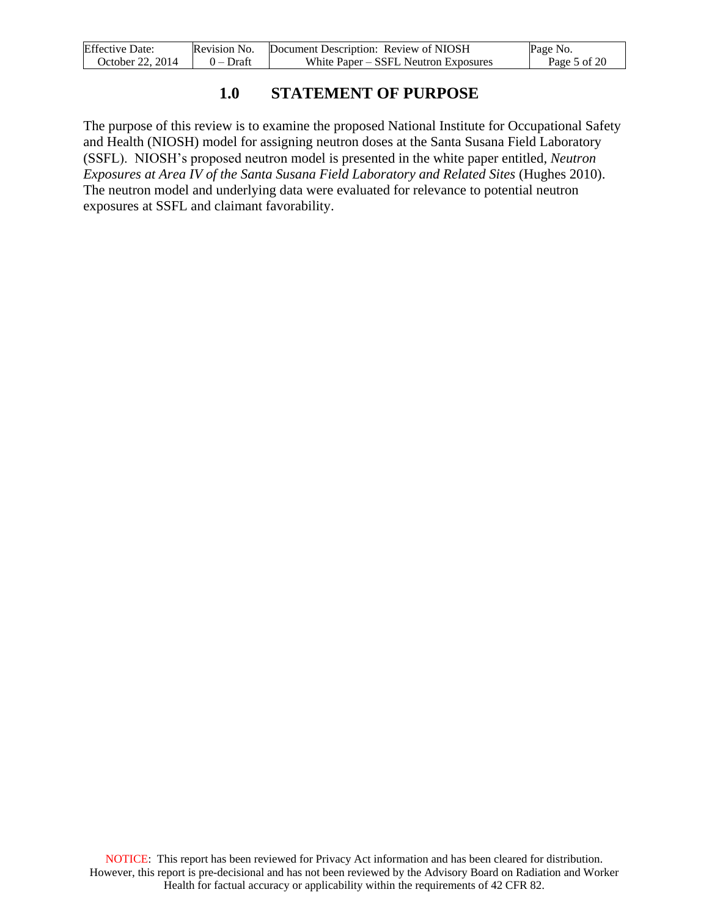# 1.0 STATEMENT OF PURPOSE

The purpose of this review is to examine the proposed National Institute for Occupational Safety and Health (NIOSH) model for assigning neutron doses at the Santa Susana Field Laboratory (SSFL). NIOSH's proposed neutron model is presented in the white paper entitled, *Neutron Exposures at Area IV of the Santa Susana Field Laboratory and Related Sites* (Hughes 2010). The neutron model and underlying data were evaluated for relevance to potential neutron exposures at SSFL and claimant favorability.

NOTICE: This report has been reviewed for Privacy Act information and has been cleared for distribution. However, this report is pre-decisional and has not been reviewed by the Advisory Board on Radiation and Worker Health for factual accuracy or applicability within the requirements of 42 CFR 82.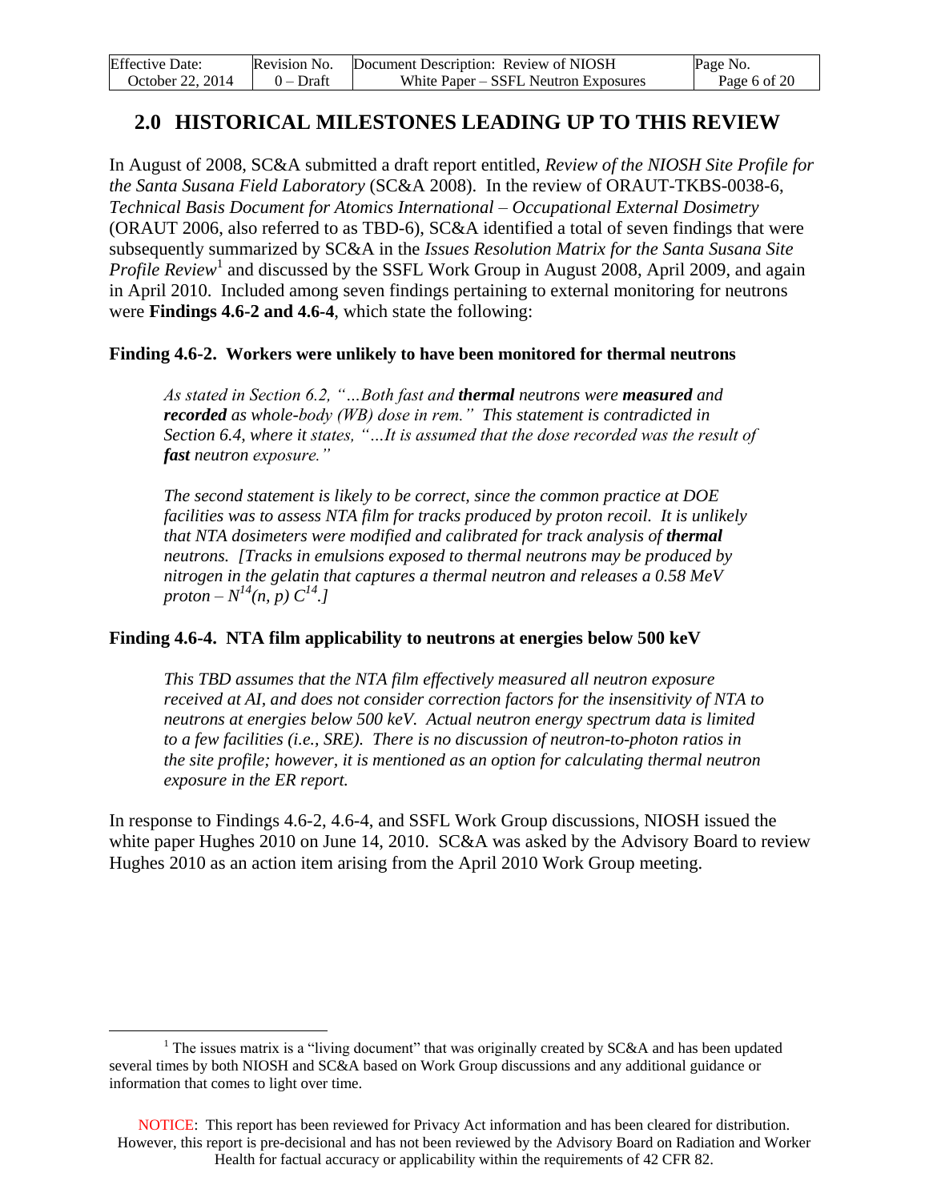## 2.0 HISTORICAL MILESTONES LEADING UP TO THIS REVIEW

In August of 2008, SC&A submitted a draft report entitled, *Review of the NIOSH Site Profile for the Santa Susana Field Laboratory* (SC&A 2008). In the review of ORAUT-TKBS-0038-6, *Technical Basis Document for Atomics International – Occupational External Dosimetry* (ORAUT 2006, also referred to as TBD-6), SC&A identified a total of seven findings that were subsequently summarized by SC&A in the *Issues Resolution Matrix for the Santa Susana Site Profile Review*[1] and discussed by the SSFL Work Group in August 2008, April 2009, and again in April 2010. Included among seven findings pertaining to external monitoring for neutrons were **Findings 4.6-2 and 4.6-4**, which state the following:

**Finding 4.6-2. Workers were unlikely to have been monitored for thermal neutrons**

> *As stated in Section 6.2, "…Both fast and **thermal** neutrons were **measured** and **recorded** as whole-body (WB) dose in rem." This statement is contradicted in Section 6.4, where it states, "…It is assumed that the dose recorded was the result of **fast** neutron exposure."*
>
> *The second statement is likely to be correct, since the common practice at DOE facilities was to assess NTA film for tracks produced by proton recoil. It is unlikely that NTA dosimeters were modified and calibrated for track analysis of **thermal** neutrons. [Tracks in emulsions exposed to thermal neutrons may be produced by nitrogen in the gelatin that captures a thermal neutron and releases a 0.58 MeV proton – $N^{14}(n, p)\ C^{14}$.]*

**Finding 4.6-4. NTA film applicability to neutrons at energies below 500 keV**

> *This TBD assumes that the NTA film effectively measured all neutron exposure received at AI, and does not consider correction factors for the insensitivity of NTA to neutrons at energies below 500 keV. Actual neutron energy spectrum data is limited to a few facilities (i.e., SRE). There is no discussion of neutron-to-photon ratios in the site profile; however, it is mentioned as an option for calculating thermal neutron exposure in the ER report.*

In response to Findings 4.6-2, 4.6-4, and SSFL Work Group discussions, NIOSH issued the white paper Hughes 2010 on June 14, 2010. SC&A was asked by the Advisory Board to review Hughes 2010 as an action item arising from the April 2010 Work Group meeting.

---

[1] The issues matrix is a "living document" that was originally created by SC&A and has been updated several times by both NIOSH and SC&A based on Work Group discussions and any additional guidance or information that comes to light over time.

NOTICE: This report has been reviewed for Privacy Act information and has been cleared for distribution. However, this report is pre-decisional and has not been reviewed by the Advisory Board on Radiation and Worker Health for factual accuracy or applicability within the requirements of 42 CFR 82.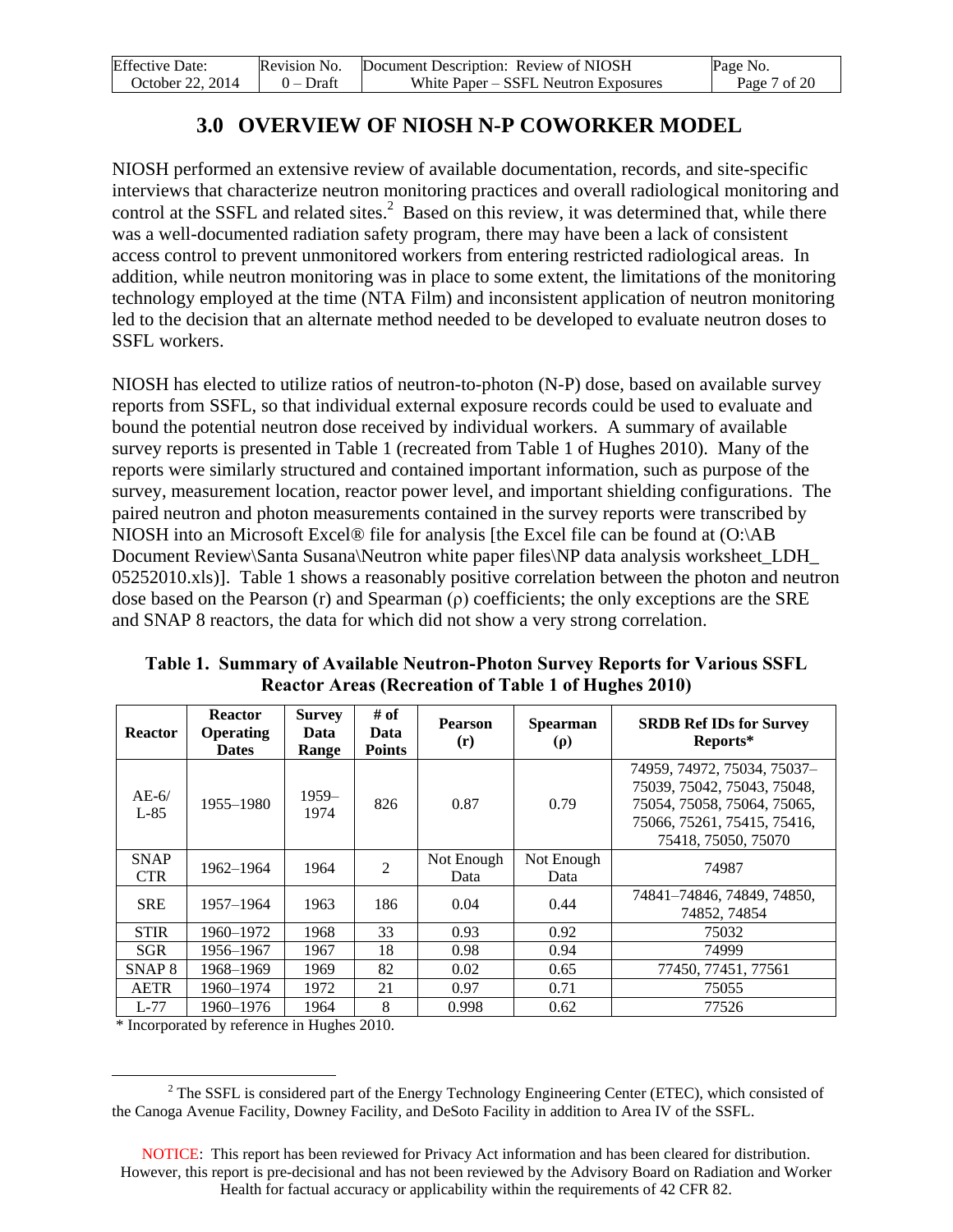# 3.0 OVERVIEW OF NIOSH N-P COWORKER MODEL

NIOSH performed an extensive review of available documentation, records, and site-specific interviews that characterize neutron monitoring practices and overall radiological monitoring and control at the SSFL and related sites.[2] Based on this review, it was determined that, while there was a well-documented radiation safety program, there may have been a lack of consistent access control to prevent unmonitored workers from entering restricted radiological areas. In addition, while neutron monitoring was in place to some extent, the limitations of the monitoring technology employed at the time (NTA Film) and inconsistent application of neutron monitoring led to the decision that an alternate method needed to be developed to evaluate neutron doses to SSFL workers.

NIOSH has elected to utilize ratios of neutron-to-photon (N-P) dose, based on available survey reports from SSFL, so that individual external exposure records could be used to evaluate and bound the potential neutron dose received by individual workers. A summary of available survey reports is presented in Table 1 (recreated from Table 1 of Hughes 2010). Many of the reports were similarly structured and contained important information, such as purpose of the survey, measurement location, reactor power level, and important shielding configurations. The paired neutron and photon measurements contained in the survey reports were transcribed by NIOSH into an Microsoft Excel® file for analysis [the Excel file can be found at (O:\AB Document Review\Santa Susana\Neutron white paper files\NP data analysis worksheet_LDH_05252010.xls)]. Table 1 shows a reasonably positive correlation between the photon and neutron dose based on the Pearson (r) and Spearman (ρ) coefficients; the only exceptions are the SRE and SNAP 8 reactors, the data for which did not show a very strong correlation.

**Table 1. Summary of Available Neutron-Photon Survey Reports for Various SSFL Reactor Areas (Recreation of Table 1 of Hughes 2010)**

| Reactor | Reactor Operating Dates | Survey Data Range | # of Data Points | Pearson (r) | Spearman (ρ) | SRDB Ref IDs for Survey Reports* |
|---|---|---|---|---|---|---|
| AE-6/ L-85 | 1955–1980 | 1959–1974 | 826 | 0.87 | 0.79 | 74959, 74972, 75034, 75037–75039, 75042, 75043, 75048, 75054, 75058, 75064, 75065, 75066, 75261, 75415, 75416, 75418, 75050, 75070 |
| SNAP CTR | 1962–1964 | 1964 | 2 | Not Enough Data | Not Enough Data | 74987 |
| SRE | 1957–1964 | 1963 | 186 | 0.04 | 0.44 | 74841–74846, 74849, 74850, 74852, 74854 |
| STIR | 1960–1972 | 1968 | 33 | 0.93 | 0.92 | 75032 |
| SGR | 1956–1967 | 1967 | 18 | 0.98 | 0.94 | 74999 |
| SNAP 8 | 1968–1969 | 1969 | 82 | 0.02 | 0.65 | 77450, 77451, 77561 |
| AETR | 1960–1974 | 1972 | 21 | 0.97 | 0.71 | 75055 |
| L-77 | 1960–1976 | 1964 | 8 | 0.998 | 0.62 | 77526 |

\* Incorporated by reference in Hughes 2010.

[2] The SSFL is considered part of the Energy Technology Engineering Center (ETEC), which consisted of the Canoga Avenue Facility, Downey Facility, and DeSoto Facility in addition to Area IV of the SSFL.

NOTICE: This report has been reviewed for Privacy Act information and has been cleared for distribution. However, this report is pre-decisional and has not been reviewed by the Advisory Board on Radiation and Worker Health for factual accuracy or applicability within the requirements of 42 CFR 82.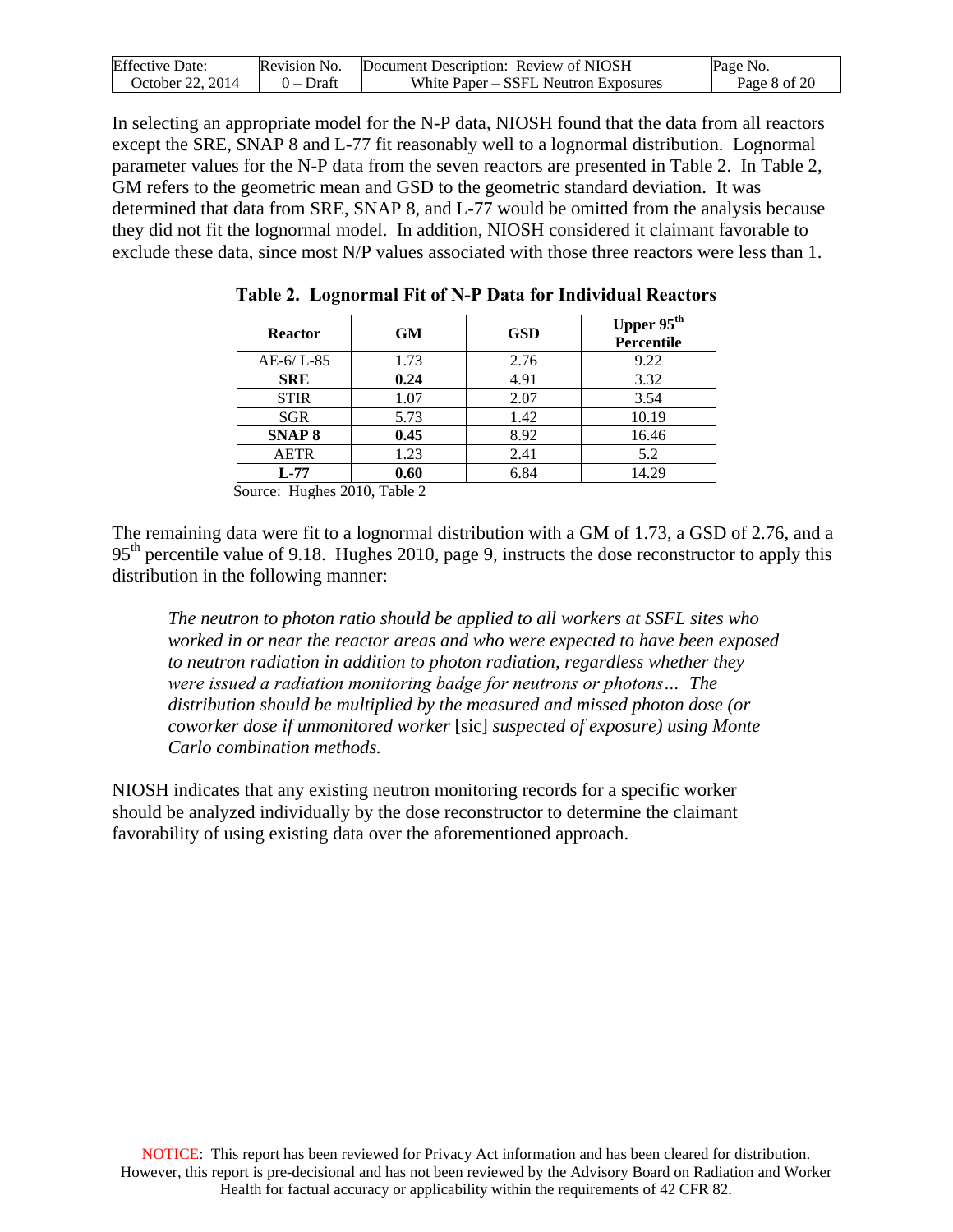In selecting an appropriate model for the N-P data, NIOSH found that the data from all reactors except the SRE, SNAP 8 and L-77 fit reasonably well to a lognormal distribution. Lognormal parameter values for the N-P data from the seven reactors are presented in Table 2. In Table 2, GM refers to the geometric mean and GSD to the geometric standard deviation. It was determined that data from SRE, SNAP 8, and L-77 would be omitted from the analysis because they did not fit the lognormal model. In addition, NIOSH considered it claimant favorable to exclude these data, since most N/P values associated with those three reactors were less than 1.

**Table 2. Lognormal Fit of N-P Data for Individual Reactors**

| Reactor | GM | GSD | Upper 95th Percentile |
|---|---|---|---|
| AE-6/ L-85 | 1.73 | 2.76 | 9.22 |
| **SRE** | **0.24** | 4.91 | 3.32 |
| STIR | 1.07 | 2.07 | 3.54 |
| SGR | 5.73 | 1.42 | 10.19 |
| **SNAP 8** | **0.45** | 8.92 | 16.46 |
| AETR | 1.23 | 2.41 | 5.2 |
| **L-77** | **0.60** | 6.84 | 14.29 |

Source: Hughes 2010, Table 2

The remaining data were fit to a lognormal distribution with a GM of 1.73, a GSD of 2.76, and a 95th percentile value of 9.18. Hughes 2010, page 9, instructs the dose reconstructor to apply this distribution in the following manner:

> *The neutron to photon ratio should be applied to all workers at SSFL sites who worked in or near the reactor areas and who were expected to have been exposed to neutron radiation in addition to photon radiation, regardless whether they were issued a radiation monitoring badge for neutrons or photons… The distribution should be multiplied by the measured and missed photon dose (or coworker dose if unmonitored worker* [sic] *suspected of exposure) using Monte Carlo combination methods.*

NIOSH indicates that any existing neutron monitoring records for a specific worker should be analyzed individually by the dose reconstructor to determine the claimant favorability of using existing data over the aforementioned approach.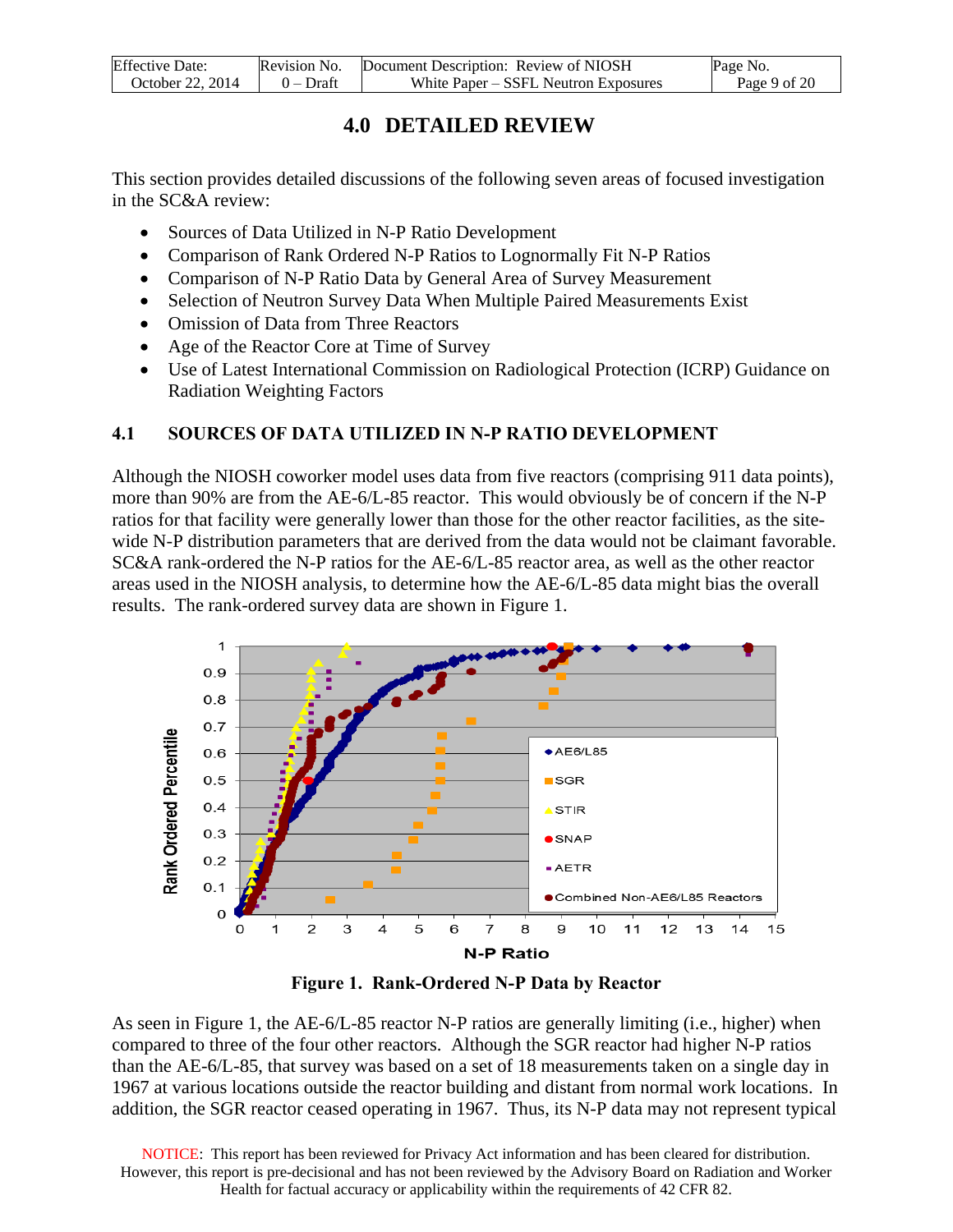# 4.0 DETAILED REVIEW

This section provides detailed discussions of the following seven areas of focused investigation in the SC&A review:

- Sources of Data Utilized in N-P Ratio Development
- Comparison of Rank Ordered N-P Ratios to Lognormally Fit N-P Ratios
- Comparison of N-P Ratio Data by General Area of Survey Measurement
- Selection of Neutron Survey Data When Multiple Paired Measurements Exist
- Omission of Data from Three Reactors
- Age of the Reactor Core at Time of Survey
- Use of Latest International Commission on Radiological Protection (ICRP) Guidance on Radiation Weighting Factors

## 4.1 SOURCES OF DATA UTILIZED IN N-P RATIO DEVELOPMENT

Although the NIOSH coworker model uses data from five reactors (comprising 911 data points), more than 90% are from the AE-6/L-85 reactor. This would obviously be of concern if the N-P ratios for that facility were generally lower than those for the other reactor facilities, as the site-wide N-P distribution parameters that are derived from the data would not be claimant favorable. SC&A rank-ordered the N-P ratios for the AE-6/L-85 reactor area, as well as the other reactor areas used in the NIOSH analysis, to determine how the AE-6/L-85 data might bias the overall results. The rank-ordered survey data are shown in Figure 1.

**Figure 1. Rank-Ordered N-P Data by Reactor**

As seen in Figure 1, the AE-6/L-85 reactor N-P ratios are generally limiting (i.e., higher) when compared to three of the four other reactors. Although the SGR reactor had higher N-P ratios than the AE-6/L-85, that survey was based on a set of 18 measurements taken on a single day in 1967 at various locations outside the reactor building and distant from normal work locations. In addition, the SGR reactor ceased operating in 1967. Thus, its N-P data may not represent typical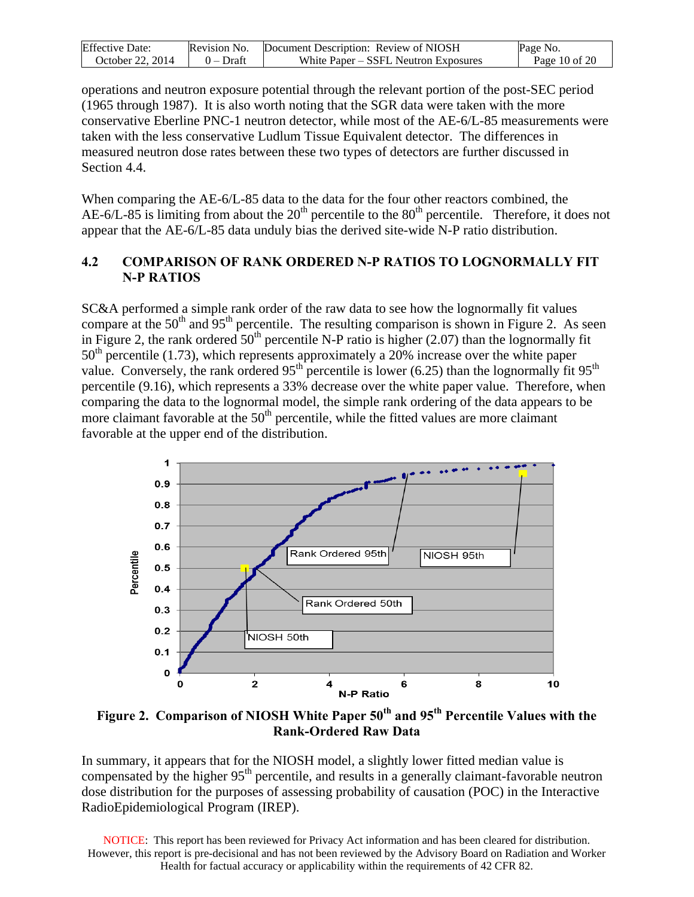operations and neutron exposure potential through the relevant portion of the post-SEC period (1965 through 1987). It is also worth noting that the SGR data were taken with the more conservative Eberline PNC-1 neutron detector, while most of the AE-6/L-85 measurements were taken with the less conservative Ludlum Tissue Equivalent detector. The differences in measured neutron dose rates between these two types of detectors are further discussed in Section 4.4.

When comparing the AE-6/L-85 data to the data for the four other reactors combined, the AE-6/L-85 is limiting from about the 20th percentile to the 80th percentile. Therefore, it does not appear that the AE-6/L-85 data unduly bias the derived site-wide N-P ratio distribution.

## 4.2 COMPARISON OF RANK ORDERED N-P RATIOS TO LOGNORMALLY FIT N-P RATIOS

SC&A performed a simple rank order of the raw data to see how the lognormally fit values compare at the 50th and 95th percentile. The resulting comparison is shown in Figure 2. As seen in Figure 2, the rank ordered 50th percentile N-P ratio is higher (2.07) than the lognormally fit 50th percentile (1.73), which represents approximately a 20% increase over the white paper value. Conversely, the rank ordered 95th percentile is lower (6.25) than the lognormally fit 95th percentile (9.16), which represents a 33% decrease over the white paper value. Therefore, when comparing the data to the lognormal model, the simple rank ordering of the data appears to be more claimant favorable at the 50th percentile, while the fitted values are more claimant favorable at the upper end of the distribution.

**Figure 2. Comparison of NIOSH White Paper 50th and 95th Percentile Values with the Rank-Ordered Raw Data**

In summary, it appears that for the NIOSH model, a slightly lower fitted median value is compensated by the higher 95th percentile, and results in a generally claimant-favorable neutron dose distribution for the purposes of assessing probability of causation (POC) in the Interactive RadioEpidemiological Program (IREP).

NOTICE: This report has been reviewed for Privacy Act information and has been cleared for distribution. However, this report is pre-decisional and has not been reviewed by the Advisory Board on Radiation and Worker Health for factual accuracy or applicability within the requirements of 42 CFR 82.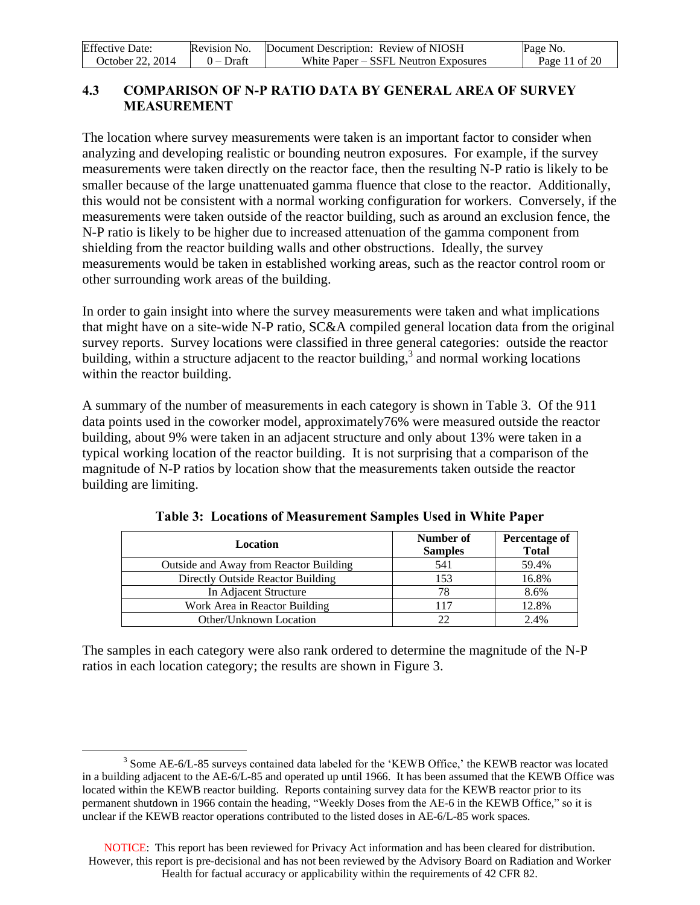## 4.3 COMPARISON OF N-P RATIO DATA BY GENERAL AREA OF SURVEY MEASUREMENT

The location where survey measurements were taken is an important factor to consider when analyzing and developing realistic or bounding neutron exposures. For example, if the survey measurements were taken directly on the reactor face, then the resulting N-P ratio is likely to be smaller because of the large unattenuated gamma fluence that close to the reactor. Additionally, this would not be consistent with a normal working configuration for workers. Conversely, if the measurements were taken outside of the reactor building, such as around an exclusion fence, the N-P ratio is likely to be higher due to increased attenuation of the gamma component from shielding from the reactor building walls and other obstructions. Ideally, the survey measurements would be taken in established working areas, such as the reactor control room or other surrounding work areas of the building.

In order to gain insight into where the survey measurements were taken and what implications that might have on a site-wide N-P ratio, SC&A compiled general location data from the original survey reports. Survey locations were classified in three general categories: outside the reactor building, within a structure adjacent to the reactor building,[3] and normal working locations within the reactor building.

A summary of the number of measurements in each category is shown in Table 3. Of the 911 data points used in the coworker model, approximately76% were measured outside the reactor building, about 9% were taken in an adjacent structure and only about 13% were taken in a typical working location of the reactor building. It is not surprising that a comparison of the magnitude of N-P ratios by location show that the measurements taken outside the reactor building are limiting.

**Table 3: Locations of Measurement Samples Used in White Paper**

| Location | Number of Samples | Percentage of Total |
|---|---|---|
| Outside and Away from Reactor Building | 541 | 59.4% |
| Directly Outside Reactor Building | 153 | 16.8% |
| In Adjacent Structure | 78 | 8.6% |
| Work Area in Reactor Building | 117 | 12.8% |
| Other/Unknown Location | 22 | 2.4% |

The samples in each category were also rank ordered to determine the magnitude of the N-P ratios in each location category; the results are shown in Figure 3.

[3] Some AE-6/L-85 surveys contained data labeled for the 'KEWB Office,' the KEWB reactor was located in a building adjacent to the AE-6/L-85 and operated up until 1966. It has been assumed that the KEWB Office was located within the KEWB reactor building. Reports containing survey data for the KEWB reactor prior to its permanent shutdown in 1966 contain the heading, "Weekly Doses from the AE-6 in the KEWB Office," so it is unclear if the KEWB reactor operations contributed to the listed doses in AE-6/L-85 work spaces.

NOTICE: This report has been reviewed for Privacy Act information and has been cleared for distribution. However, this report is pre-decisional and has not been reviewed by the Advisory Board on Radiation and Worker Health for factual accuracy or applicability within the requirements of 42 CFR 82.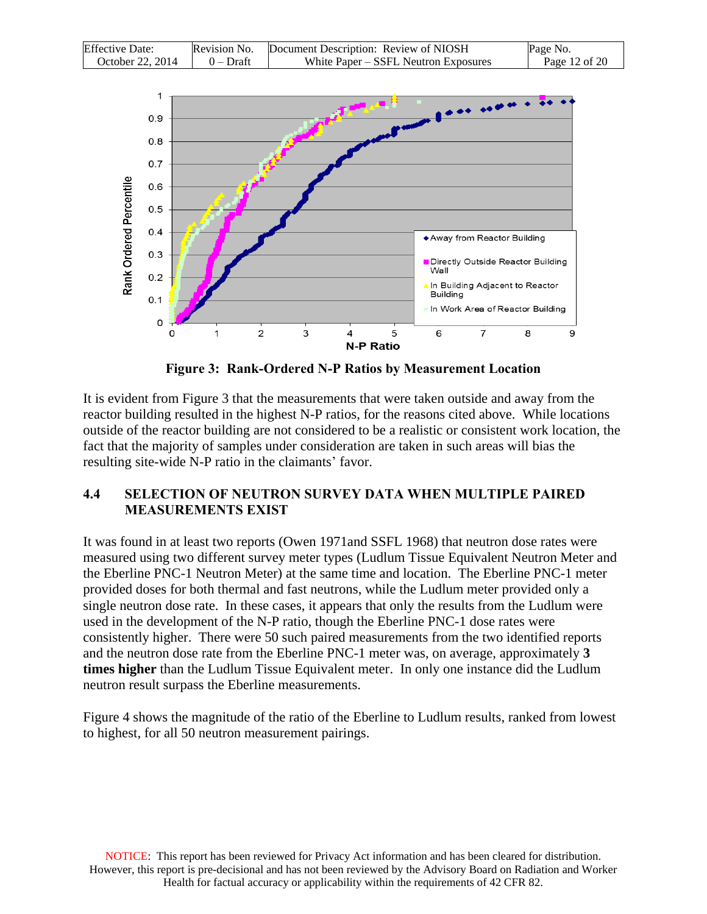**Figure 3: Rank-Ordered N-P Ratios by Measurement Location**

It is evident from Figure 3 that the measurements that were taken outside and away from the reactor building resulted in the highest N-P ratios, for the reasons cited above. While locations outside of the reactor building are not considered to be a realistic or consistent work location, the fact that the majority of samples under consideration are taken in such areas will bias the resulting site-wide N-P ratio in the claimants' favor.

## 4.4 SELECTION OF NEUTRON SURVEY DATA WHEN MULTIPLE PAIRED MEASUREMENTS EXIST

It was found in at least two reports (Owen 1971and SSFL 1968) that neutron dose rates were measured using two different survey meter types (Ludlum Tissue Equivalent Neutron Meter and the Eberline PNC-1 Neutron Meter) at the same time and location. The Eberline PNC-1 meter provided doses for both thermal and fast neutrons, while the Ludlum meter provided only a single neutron dose rate. In these cases, it appears that only the results from the Ludlum were used in the development of the N-P ratio, though the Eberline PNC-1 dose rates were consistently higher. There were 50 such paired measurements from the two identified reports and the neutron dose rate from the Eberline PNC-1 meter was, on average, approximately **3 times higher** than the Ludlum Tissue Equivalent meter. In only one instance did the Ludlum neutron result surpass the Eberline measurements.

Figure 4 shows the magnitude of the ratio of the Eberline to Ludlum results, ranked from lowest to highest, for all 50 neutron measurement pairings.

NOTICE: This report has been reviewed for Privacy Act information and has been cleared for distribution. However, this report is pre-decisional and has not been reviewed by the Advisory Board on Radiation and Worker Health for factual accuracy or applicability within the requirements of 42 CFR 82.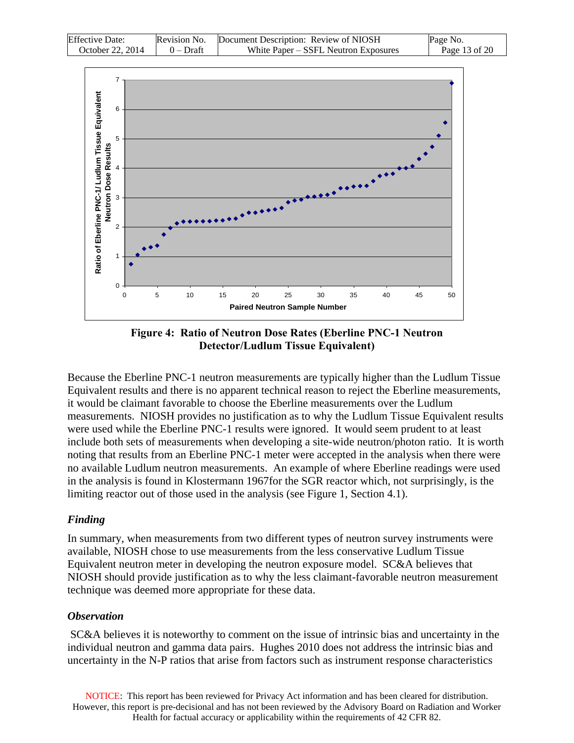Figure 4: Ratio of Neutron Dose Rates (Eberline PNC-1 Neutron Detector/Ludlum Tissue Equivalent)

Because the Eberline PNC-1 neutron measurements are typically higher than the Ludlum Tissue Equivalent results and there is no apparent technical reason to reject the Eberline measurements, it would be claimant favorable to choose the Eberline measurements over the Ludlum measurements. NIOSH provides no justification as to why the Ludlum Tissue Equivalent results were used while the Eberline PNC-1 results were ignored. It would seem prudent to at least include both sets of measurements when developing a site-wide neutron/photon ratio. It is worth noting that results from an Eberline PNC-1 meter were accepted in the analysis when there were no available Ludlum neutron measurements. An example of where Eberline readings were used in the analysis is found in Klostermann 1967for the SGR reactor which, not surprisingly, is the limiting reactor out of those used in the analysis (see Figure 1, Section 4.1).

### *Finding*

In summary, when measurements from two different types of neutron survey instruments were available, NIOSH chose to use measurements from the less conservative Ludlum Tissue Equivalent neutron meter in developing the neutron exposure model. SC&A believes that NIOSH should provide justification as to why the less claimant-favorable neutron measurement technique was deemed more appropriate for these data.

### *Observation*

SC&A believes it is noteworthy to comment on the issue of intrinsic bias and uncertainty in the individual neutron and gamma data pairs. Hughes 2010 does not address the intrinsic bias and uncertainty in the N-P ratios that arise from factors such as instrument response characteristics

NOTICE: This report has been reviewed for Privacy Act information and has been cleared for distribution. However, this report is pre-decisional and has not been reviewed by the Advisory Board on Radiation and Worker Health for factual accuracy or applicability within the requirements of 42 CFR 82.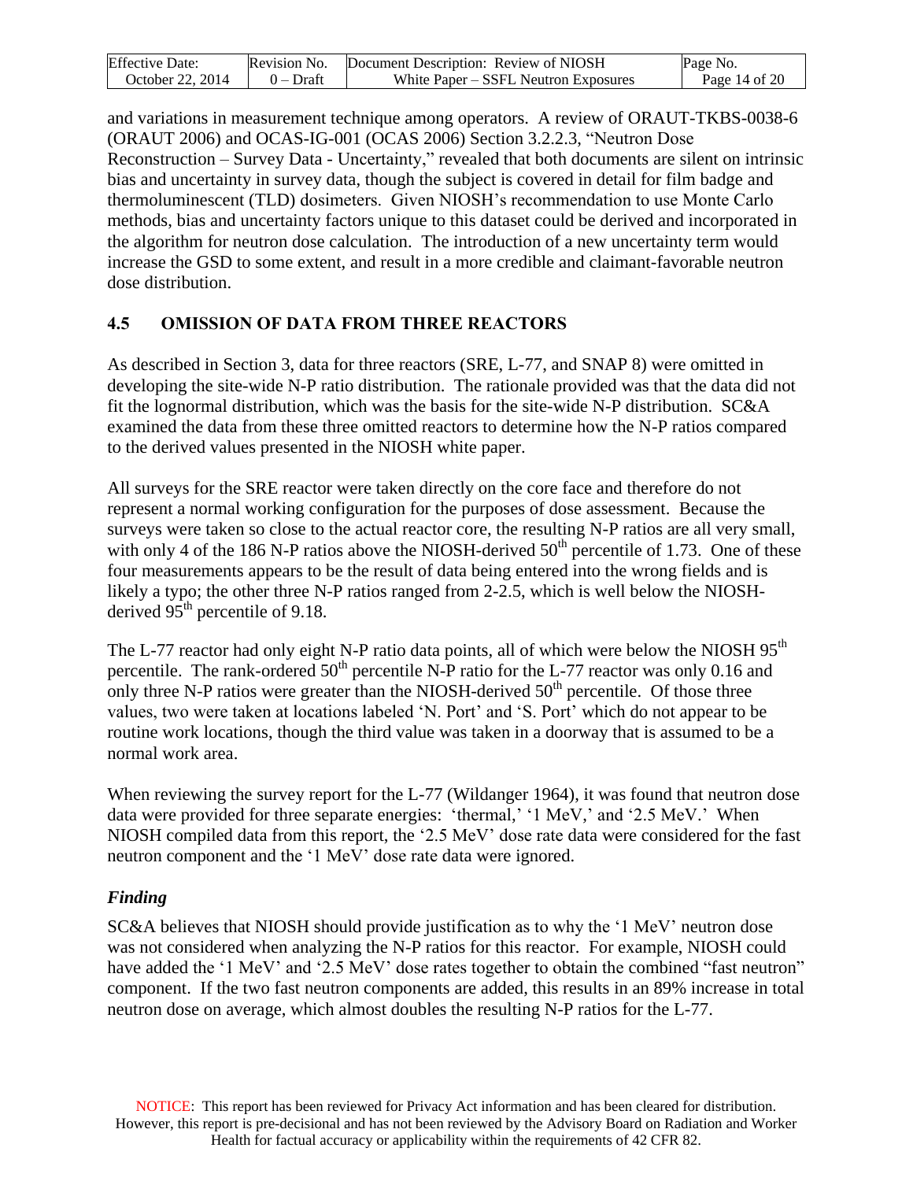and variations in measurement technique among operators. A review of ORAUT-TKBS-0038-6 (ORAUT 2006) and OCAS-IG-001 (OCAS 2006) Section 3.2.2.3, "Neutron Dose Reconstruction – Survey Data - Uncertainty," revealed that both documents are silent on intrinsic bias and uncertainty in survey data, though the subject is covered in detail for film badge and thermoluminescent (TLD) dosimeters. Given NIOSH's recommendation to use Monte Carlo methods, bias and uncertainty factors unique to this dataset could be derived and incorporated in the algorithm for neutron dose calculation. The introduction of a new uncertainty term would increase the GSD to some extent, and result in a more credible and claimant-favorable neutron dose distribution.

## 4.5 OMISSION OF DATA FROM THREE REACTORS

As described in Section 3, data for three reactors (SRE, L-77, and SNAP 8) were omitted in developing the site-wide N-P ratio distribution. The rationale provided was that the data did not fit the lognormal distribution, which was the basis for the site-wide N-P distribution. SC&A examined the data from these three omitted reactors to determine how the N-P ratios compared to the derived values presented in the NIOSH white paper.

All surveys for the SRE reactor were taken directly on the core face and therefore do not represent a normal working configuration for the purposes of dose assessment. Because the surveys were taken so close to the actual reactor core, the resulting N-P ratios are all very small, with only 4 of the 186 N-P ratios above the NIOSH-derived 50$^{th}$ percentile of 1.73. One of these four measurements appears to be the result of data being entered into the wrong fields and is likely a typo; the other three N-P ratios ranged from 2-2.5, which is well below the NIOSH-derived 95$^{th}$ percentile of 9.18.

The L-77 reactor had only eight N-P ratio data points, all of which were below the NIOSH 95$^{th}$ percentile. The rank-ordered 50$^{th}$ percentile N-P ratio for the L-77 reactor was only 0.16 and only three N-P ratios were greater than the NIOSH-derived 50$^{th}$ percentile. Of those three values, two were taken at locations labeled 'N. Port' and 'S. Port' which do not appear to be routine work locations, though the third value was taken in a doorway that is assumed to be a normal work area.

When reviewing the survey report for the L-77 (Wildanger 1964), it was found that neutron dose data were provided for three separate energies: 'thermal,' '1 MeV,' and '2.5 MeV.' When NIOSH compiled data from this report, the '2.5 MeV' dose rate data were considered for the fast neutron component and the '1 MeV' dose rate data were ignored.

### *Finding*

SC&A believes that NIOSH should provide justification as to why the '1 MeV' neutron dose was not considered when analyzing the N-P ratios for this reactor. For example, NIOSH could have added the '1 MeV' and '2.5 MeV' dose rates together to obtain the combined "fast neutron" component. If the two fast neutron components are added, this results in an 89% increase in total neutron dose on average, which almost doubles the resulting N-P ratios for the L-77.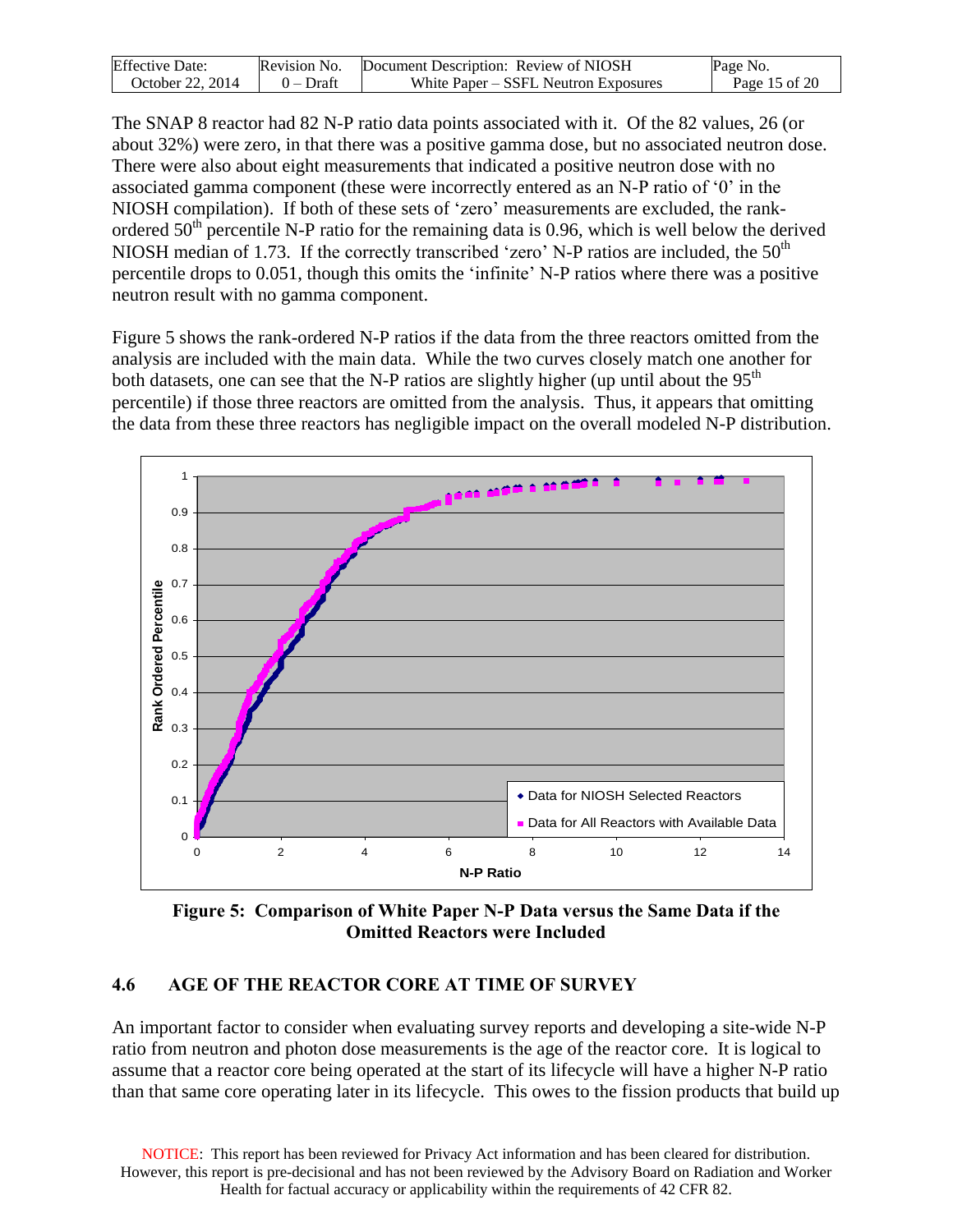The SNAP 8 reactor had 82 N-P ratio data points associated with it. Of the 82 values, 26 (or about 32%) were zero, in that there was a positive gamma dose, but no associated neutron dose. There were also about eight measurements that indicated a positive neutron dose with no associated gamma component (these were incorrectly entered as an N-P ratio of '0' in the NIOSH compilation). If both of these sets of 'zero' measurements are excluded, the rank-ordered 50th percentile N-P ratio for the remaining data is 0.96, which is well below the derived NIOSH median of 1.73. If the correctly transcribed 'zero' N-P ratios are included, the 50th percentile drops to 0.051, though this omits the 'infinite' N-P ratios where there was a positive neutron result with no gamma component.

Figure 5 shows the rank-ordered N-P ratios if the data from the three reactors omitted from the analysis are included with the main data. While the two curves closely match one another for both datasets, one can see that the N-P ratios are slightly higher (up until about the 95th percentile) if those three reactors are omitted from the analysis. Thus, it appears that omitting the data from these three reactors has negligible impact on the overall modeled N-P distribution.

**Figure 5: Comparison of White Paper N-P Data versus the Same Data if the Omitted Reactors were Included**

## 4.6 AGE OF THE REACTOR CORE AT TIME OF SURVEY

An important factor to consider when evaluating survey reports and developing a site-wide N-P ratio from neutron and photon dose measurements is the age of the reactor core. It is logical to assume that a reactor core being operated at the start of its lifecycle will have a higher N-P ratio than that same core operating later in its lifecycle. This owes to the fission products that build up

NOTICE: This report has been reviewed for Privacy Act information and has been cleared for distribution. However, this report is pre-decisional and has not been reviewed by the Advisory Board on Radiation and Worker Health for factual accuracy or applicability within the requirements of 42 CFR 82.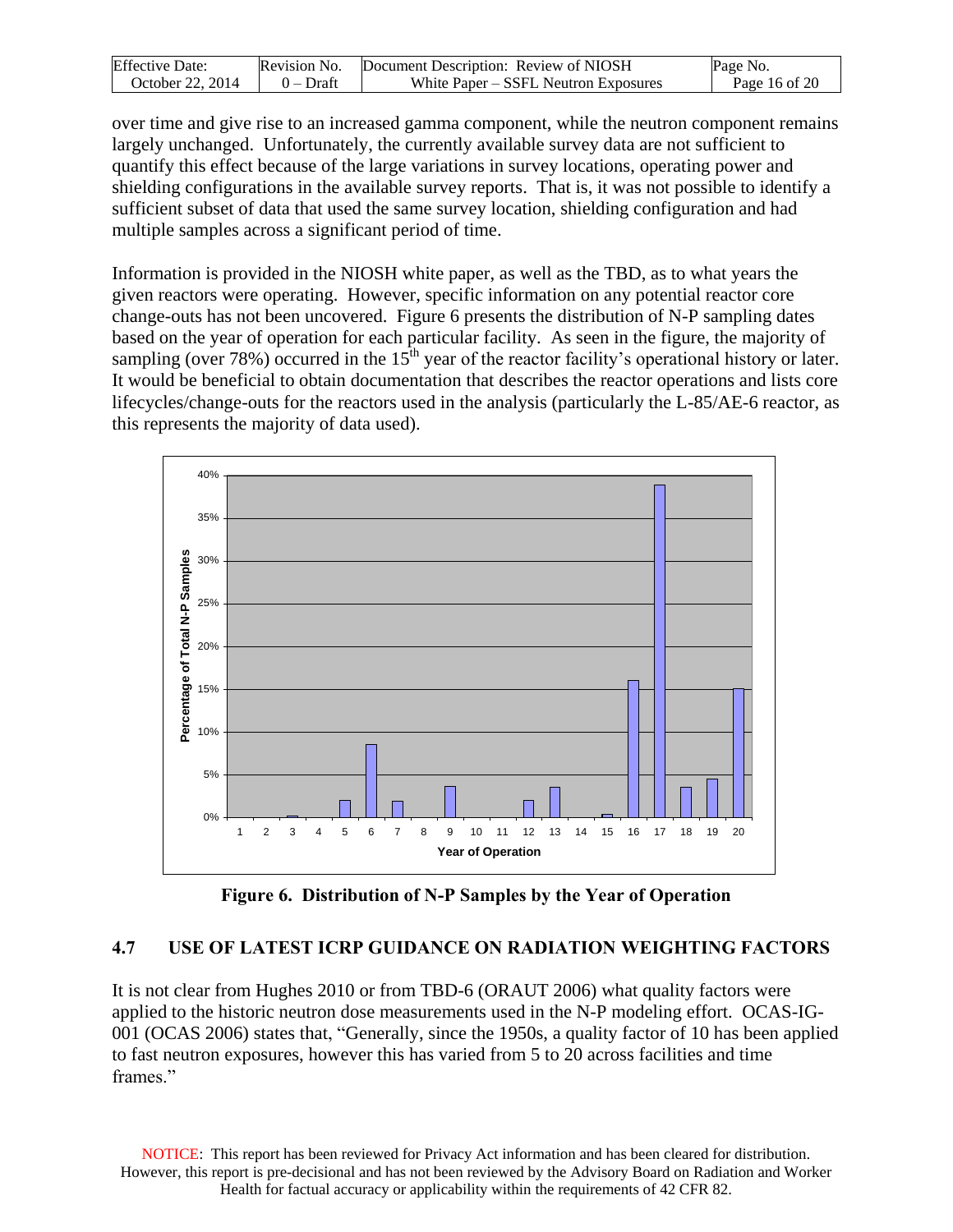over time and give rise to an increased gamma component, while the neutron component remains largely unchanged. Unfortunately, the currently available survey data are not sufficient to quantify this effect because of the large variations in survey locations, operating power and shielding configurations in the available survey reports. That is, it was not possible to identify a sufficient subset of data that used the same survey location, shielding configuration and had multiple samples across a significant period of time.

Information is provided in the NIOSH white paper, as well as the TBD, as to what years the given reactors were operating. However, specific information on any potential reactor core change-outs has not been uncovered. Figure 6 presents the distribution of N-P sampling dates based on the year of operation for each particular facility. As seen in the figure, the majority of sampling (over 78%) occurred in the 15th year of the reactor facility's operational history or later. It would be beneficial to obtain documentation that describes the reactor operations and lists core lifecycles/change-outs for the reactors used in the analysis (particularly the L-85/AE-6 reactor, as this represents the majority of data used).

**Figure 6. Distribution of N-P Samples by the Year of Operation**

## 4.7 USE OF LATEST ICRP GUIDANCE ON RADIATION WEIGHTING FACTORS

It is not clear from Hughes 2010 or from TBD-6 (ORAUT 2006) what quality factors were applied to the historic neutron dose measurements used in the N-P modeling effort. OCAS-IG-001 (OCAS 2006) states that, "Generally, since the 1950s, a quality factor of 10 has been applied to fast neutron exposures, however this has varied from 5 to 20 across facilities and time frames."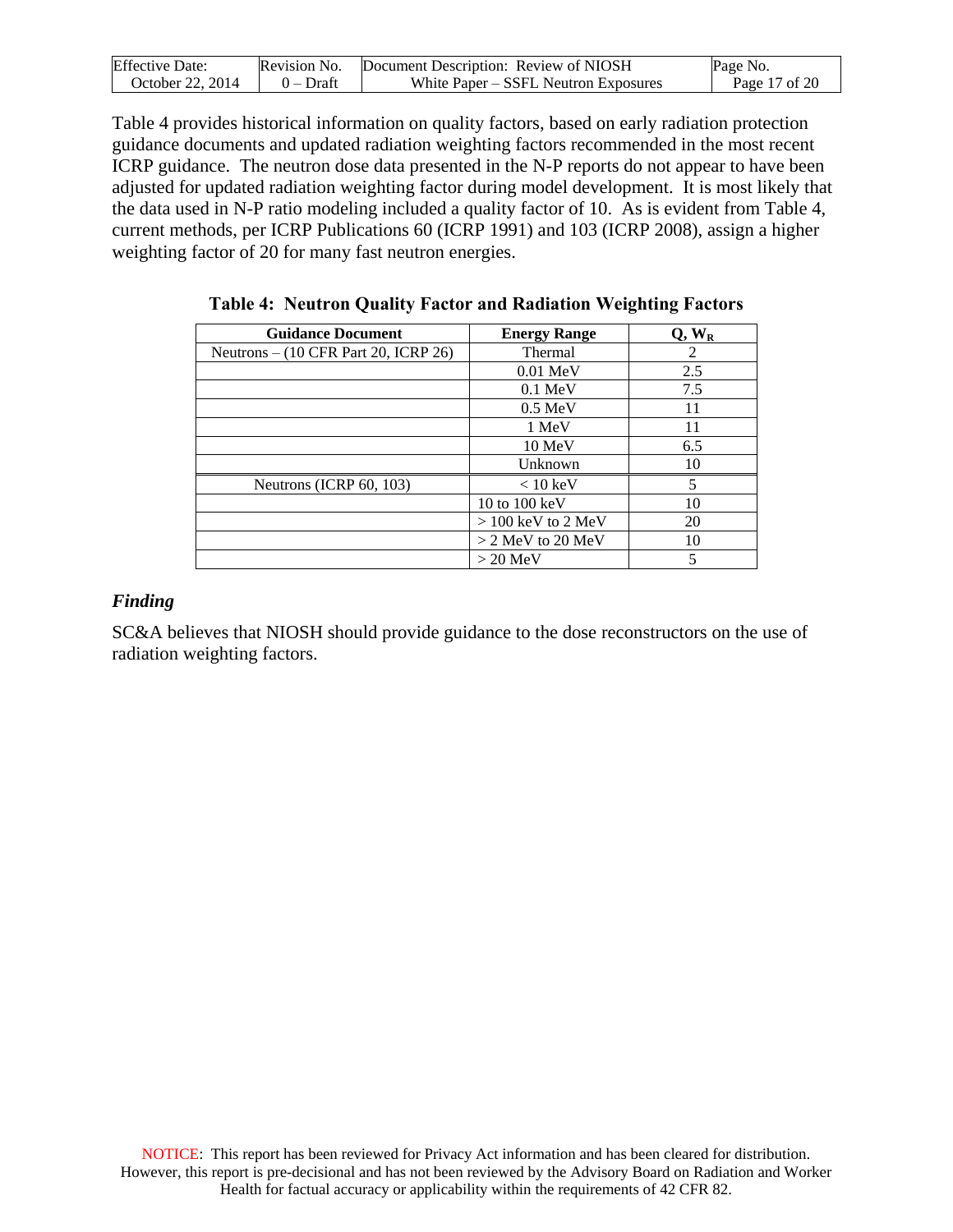Table 4 provides historical information on quality factors, based on early radiation protection guidance documents and updated radiation weighting factors recommended in the most recent ICRP guidance. The neutron dose data presented in the N-P reports do not appear to have been adjusted for updated radiation weighting factor during model development. It is most likely that the data used in N-P ratio modeling included a quality factor of 10. As is evident from Table 4, current methods, per ICRP Publications 60 (ICRP 1991) and 103 (ICRP 2008), assign a higher weighting factor of 20 for many fast neutron energies.

**Table 4: Neutron Quality Factor and Radiation Weighting Factors**

| Guidance Document | Energy Range | Q, $W_R$ |
|---|---|---|
| Neutrons – (10 CFR Part 20, ICRP 26) | Thermal | 2 |
| | 0.01 MeV | 2.5 |
| | 0.1 MeV | 7.5 |
| | 0.5 MeV | 11 |
| | 1 MeV | 11 |
| | 10 MeV | 6.5 |
| | Unknown | 10 |
| Neutrons (ICRP 60, 103) | < 10 keV | 5 |
| | 10 to 100 keV | 10 |
| | > 100 keV to 2 MeV | 20 |
| | > 2 MeV to 20 MeV | 10 |
| | > 20 MeV | 5 |

***Finding***

SC&A believes that NIOSH should provide guidance to the dose reconstructors on the use of radiation weighting factors.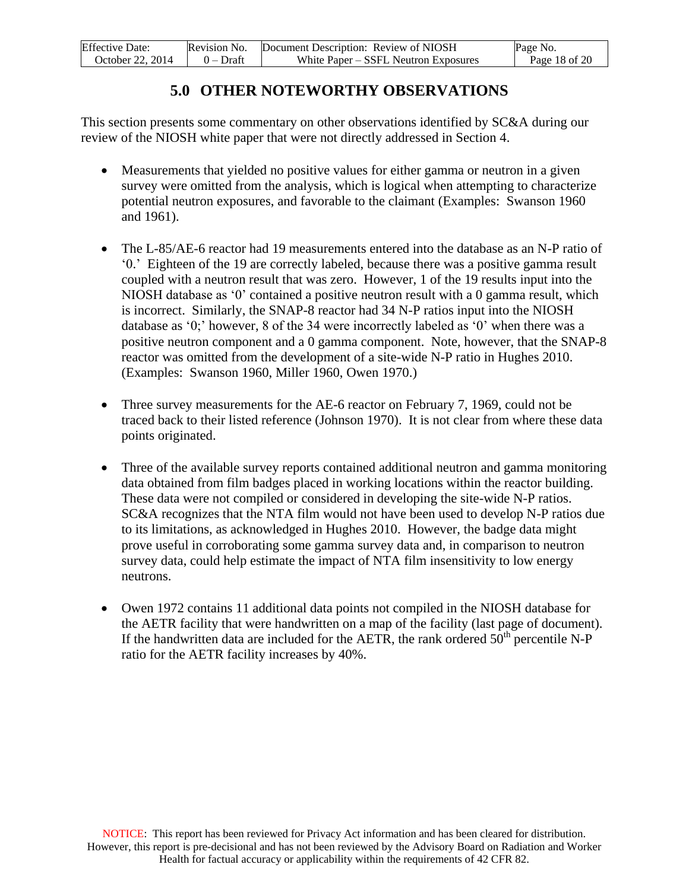# 5.0 OTHER NOTEWORTHY OBSERVATIONS

This section presents some commentary on other observations identified by SC&A during our review of the NIOSH white paper that were not directly addressed in Section 4.

- Measurements that yielded no positive values for either gamma or neutron in a given survey were omitted from the analysis, which is logical when attempting to characterize potential neutron exposures, and favorable to the claimant (Examples: Swanson 1960 and 1961).

- The L-85/AE-6 reactor had 19 measurements entered into the database as an N-P ratio of '0.' Eighteen of the 19 are correctly labeled, because there was a positive gamma result coupled with a neutron result that was zero. However, 1 of the 19 results input into the NIOSH database as '0' contained a positive neutron result with a 0 gamma result, which is incorrect. Similarly, the SNAP-8 reactor had 34 N-P ratios input into the NIOSH database as '0;' however, 8 of the 34 were incorrectly labeled as '0' when there was a positive neutron component and a 0 gamma component. Note, however, that the SNAP-8 reactor was omitted from the development of a site-wide N-P ratio in Hughes 2010. (Examples: Swanson 1960, Miller 1960, Owen 1970.)

- Three survey measurements for the AE-6 reactor on February 7, 1969, could not be traced back to their listed reference (Johnson 1970). It is not clear from where these data points originated.

- Three of the available survey reports contained additional neutron and gamma monitoring data obtained from film badges placed in working locations within the reactor building. These data were not compiled or considered in developing the site-wide N-P ratios. SC&A recognizes that the NTA film would not have been used to develop N-P ratios due to its limitations, as acknowledged in Hughes 2010. However, the badge data might prove useful in corroborating some gamma survey data and, in comparison to neutron survey data, could help estimate the impact of NTA film insensitivity to low energy neutrons.

- Owen 1972 contains 11 additional data points not compiled in the NIOSH database for the AETR facility that were handwritten on a map of the facility (last page of document). If the handwritten data are included for the AETR, the rank ordered $50^{th}$ percentile N-P ratio for the AETR facility increases by 40%.

NOTICE: This report has been reviewed for Privacy Act information and has been cleared for distribution. However, this report is pre-decisional and has not been reviewed by the Advisory Board on Radiation and Worker Health for factual accuracy or applicability within the requirements of 42 CFR 82.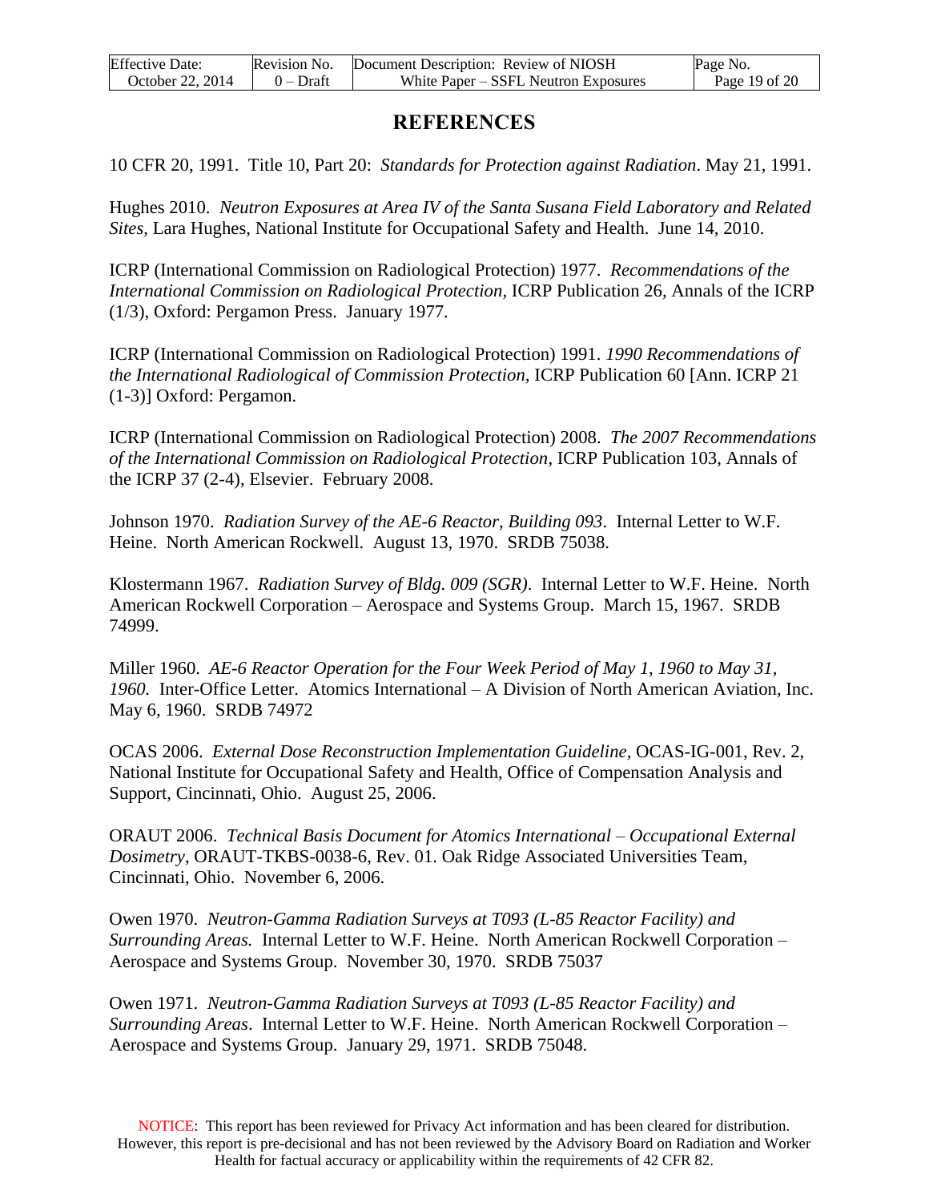# REFERENCES

10 CFR 20, 1991. Title 10, Part 20: *Standards for Protection against Radiation*. May 21, 1991.

Hughes 2010. *Neutron Exposures at Area IV of the Santa Susana Field Laboratory and Related Sites*, Lara Hughes, National Institute for Occupational Safety and Health. June 14, 2010.

ICRP (International Commission on Radiological Protection) 1977. *Recommendations of the International Commission on Radiological Protection*, ICRP Publication 26, Annals of the ICRP (1/3), Oxford: Pergamon Press. January 1977.

ICRP (International Commission on Radiological Protection) 1991. *1990 Recommendations of the International Radiological of Commission Protection*, ICRP Publication 60 [Ann. ICRP 21 (1-3)] Oxford: Pergamon.

ICRP (International Commission on Radiological Protection) 2008. *The 2007 Recommendations of the International Commission on Radiological Protection*, ICRP Publication 103, Annals of the ICRP 37 (2-4), Elsevier. February 2008.

Johnson 1970. *Radiation Survey of the AE-6 Reactor, Building 093*. Internal Letter to W.F. Heine. North American Rockwell. August 13, 1970. SRDB 75038.

Klostermann 1967. *Radiation Survey of Bldg. 009 (SGR)*. Internal Letter to W.F. Heine. North American Rockwell Corporation – Aerospace and Systems Group. March 15, 1967. SRDB 74999.

Miller 1960. *AE-6 Reactor Operation for the Four Week Period of May 1, 1960 to May 31, 1960.* Inter-Office Letter. Atomics International – A Division of North American Aviation, Inc. May 6, 1960. SRDB 74972

OCAS 2006. *External Dose Reconstruction Implementation Guideline*, OCAS-IG-001, Rev. 2, National Institute for Occupational Safety and Health, Office of Compensation Analysis and Support, Cincinnati, Ohio. August 25, 2006.

ORAUT 2006. *Technical Basis Document for Atomics International – Occupational External Dosimetry*, ORAUT-TKBS-0038-6, Rev. 01. Oak Ridge Associated Universities Team, Cincinnati, Ohio. November 6, 2006.

Owen 1970. *Neutron-Gamma Radiation Surveys at T093 (L-85 Reactor Facility) and Surrounding Areas.* Internal Letter to W.F. Heine. North American Rockwell Corporation – Aerospace and Systems Group. November 30, 1970. SRDB 75037

Owen 1971. *Neutron-Gamma Radiation Surveys at T093 (L-85 Reactor Facility) and Surrounding Areas*. Internal Letter to W.F. Heine. North American Rockwell Corporation – Aerospace and Systems Group. January 29, 1971. SRDB 75048.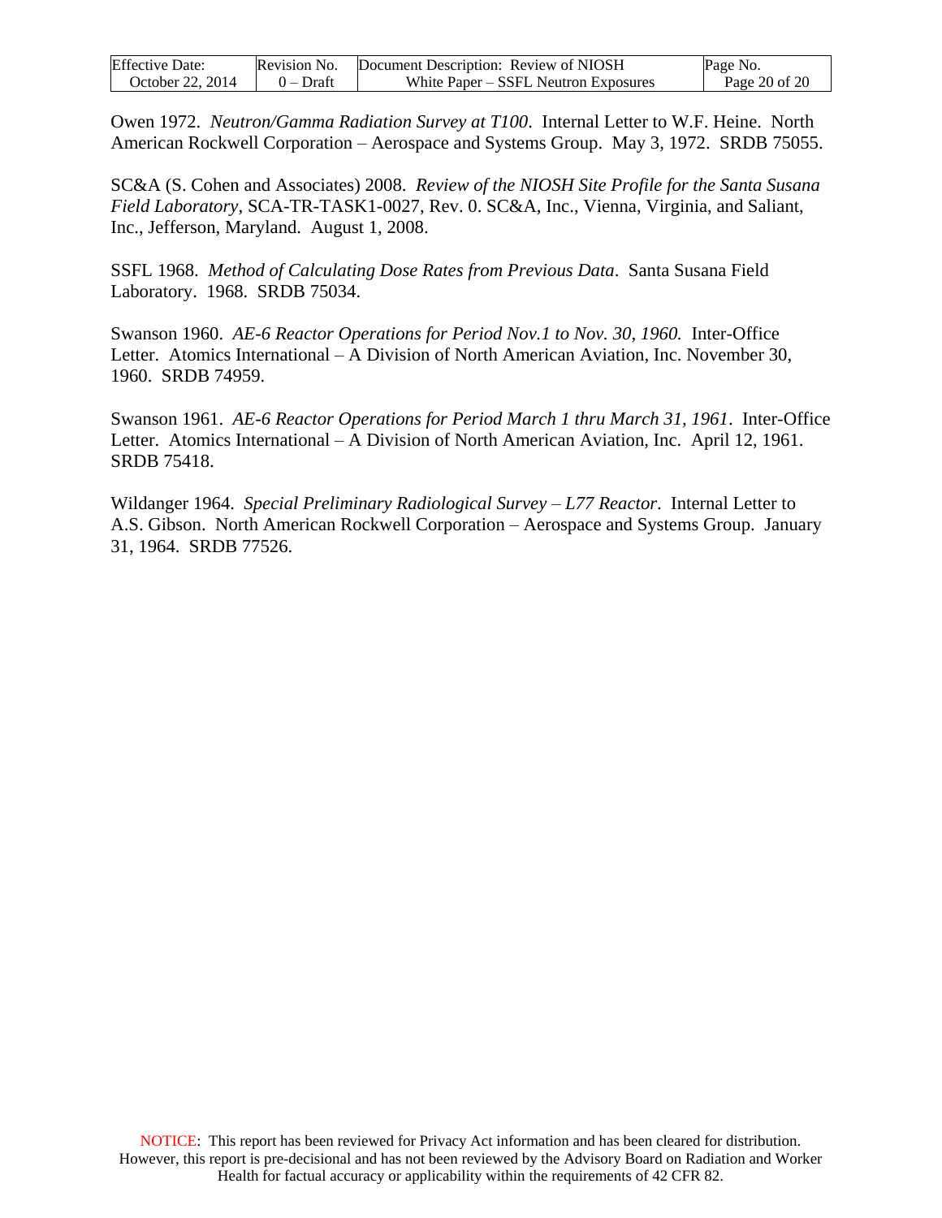Owen 1972. *Neutron/Gamma Radiation Survey at T100*. Internal Letter to W.F. Heine. North American Rockwell Corporation – Aerospace and Systems Group. May 3, 1972. SRDB 75055.

SC&A (S. Cohen and Associates) 2008. *Review of the NIOSH Site Profile for the Santa Susana Field Laboratory*, SCA-TR-TASK1-0027, Rev. 0. SC&A, Inc., Vienna, Virginia, and Saliant, Inc., Jefferson, Maryland. August 1, 2008.

SSFL 1968. *Method of Calculating Dose Rates from Previous Data*. Santa Susana Field Laboratory. 1968. SRDB 75034.

Swanson 1960. *AE-6 Reactor Operations for Period Nov.1 to Nov. 30, 1960.* Inter-Office Letter. Atomics International – A Division of North American Aviation, Inc. November 30, 1960. SRDB 74959.

Swanson 1961. *AE-6 Reactor Operations for Period March 1 thru March 31, 1961*. Inter-Office Letter. Atomics International – A Division of North American Aviation, Inc. April 12, 1961. SRDB 75418.

Wildanger 1964. *Special Preliminary Radiological Survey – L77 Reactor*. Internal Letter to A.S. Gibson. North American Rockwell Corporation – Aerospace and Systems Group. January 31, 1964. SRDB 77526.

NOTICE: This report has been reviewed for Privacy Act information and has been cleared for distribution. However, this report is pre-decisional and has not been reviewed by the Advisory Board on Radiation and Worker Health for factual accuracy or applicability within the requirements of 42 CFR 82.